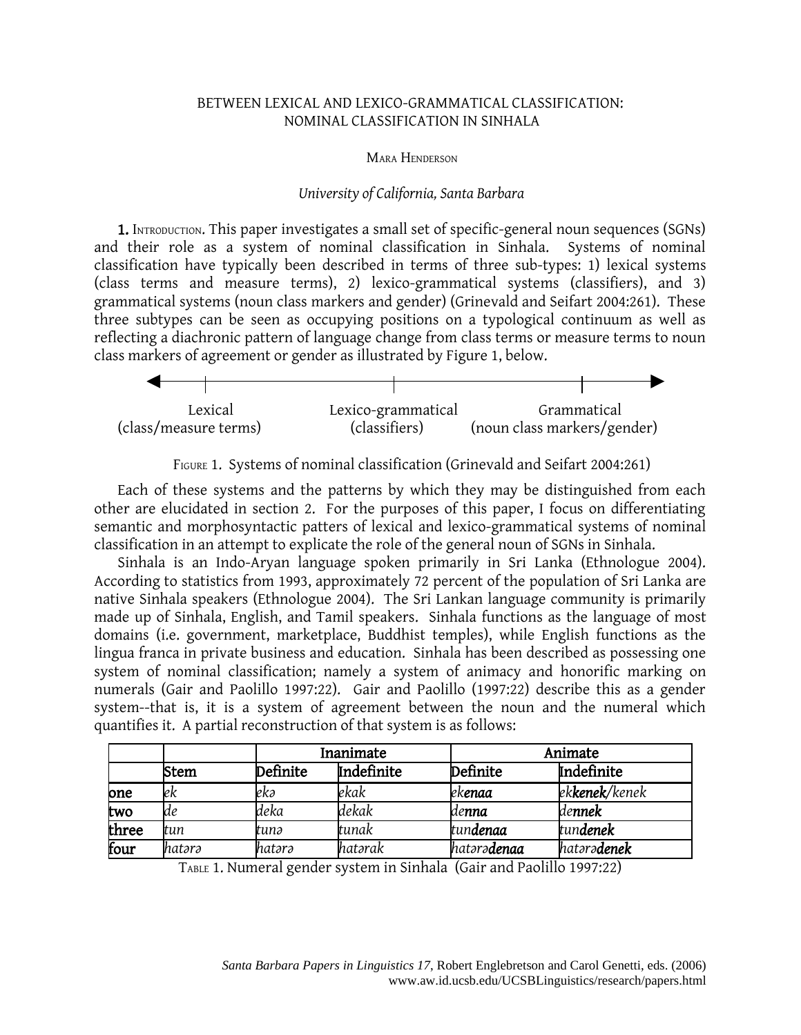# BETWEEN LEXICAL AND LEXICO-GRAMMATICAL CLASSIFICATION: NOMINAL CLASSIFICATION IN SINHALA

MARA HENDERSON

*University of California, Santa Barbara*

**1.** INTRODUCTION. This paper investigates a small set of specific-general noun sequences (SGNs) and their role as a system of nominal classification in Sinhala. Systems of nominal classification have typically been described in terms of three sub-types: 1) lexical systems (class terms and measure terms), 2) lexico-grammatical systems (classifiers), and 3) grammatical systems (noun class markers and gender) (Grinevald and Seifart 2004:261). These three subtypes can be seen as occupying positions on a typological continuum as well as reflecting a diachronic pattern of language change from class terms or measure terms to noun class markers of agreement or gender as illustrated by Figure 1, below.

| Lexical (class/measure terms) | Lexico-grammatical (classifiers) | Grammatical (noun class markers/gender) |
|---|---|---|

FIGURE 1. Systems of nominal classification (Grinevald and Seifart 2004:261)

Each of these systems and the patterns by which they may be distinguished from each other are elucidated in section 2. For the purposes of this paper, I focus on differentiating semantic and morphosyntactic patterns of lexical and lexico-grammatical systems of nominal classification in an attempt to explicate the role of the general noun of SGNs in Sinhala.

Sinhala is an Indo-Aryan language spoken primarily in Sri Lanka (Ethnologue 2004). According to statistics from 1993, approximately 72 percent of the population of Sri Lanka are native Sinhala speakers (Ethnologue 2004). The Sri Lankan language community is primarily made up of Sinhala, English, and Tamil speakers. Sinhala functions as the language of most domains (i.e. government, marketplace, Buddhist temples), while English functions as the lingua franca in private business and education. Sinhala has been described as possessing one system of nominal classification; namely a system of animacy and honorific marking on numerals (Gair and Paolillo 1997:22). Gair and Paolillo (1997:22) describe this as a gender system--that is, it is a system of agreement between the noun and the numeral which quantifies it. A partial reconstruction of that system is as follows:

| | | Inanimate | | Animate | |
|---|---|---|---|---|---|
| | Stem | Definite | Indefinite | Definite | Indefinite |
| one | *ek* | *ekə* | *ekak* | *ek**enaa*** | *ek**kenek**/kenek* |
| two | *de* | *deka* | *dekak* | *de**nna*** | *de**nnek*** |
| three | *tun* | *tunə* | *tunak* | *tun**denaa*** | *tun**denek*** |
| four | *hatərə* | *hatərə* | *hatərak* | *hatərə**denaa*** | *hatərə**denek*** |

TABLE 1. Numeral gender system in Sinhala (Gair and Paolillo 1997:22)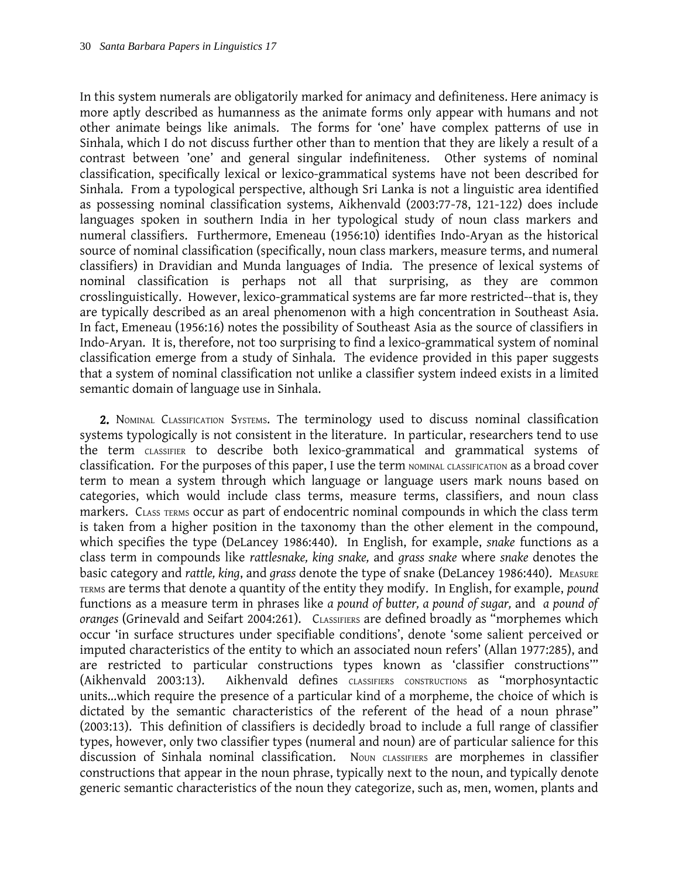In this system numerals are obligatorily marked for animacy and definiteness. Here animacy is more aptly described as humanness as the animate forms only appear with humans and not other animate beings like animals. The forms for 'one' have complex patterns of use in Sinhala, which I do not discuss further other than to mention that they are likely a result of a contrast between 'one' and general singular indefiniteness. Other systems of nominal classification, specifically lexical or lexico-grammatical systems have not been described for Sinhala. From a typological perspective, although Sri Lanka is not a linguistic area identified as possessing nominal classification systems, Aikhenvald (2003:77-78, 121-122) does include languages spoken in southern India in her typological study of noun class markers and numeral classifiers. Furthermore, Emeneau (1956:10) identifies Indo-Aryan as the historical source of nominal classification (specifically, noun class markers, measure terms, and numeral classifiers) in Dravidian and Munda languages of India. The presence of lexical systems of nominal classification is perhaps not all that surprising, as they are common crosslinguistically. However, lexico-grammatical systems are far more restricted--that is, they are typically described as an areal phenomenon with a high concentration in Southeast Asia. In fact, Emeneau (1956:16) notes the possibility of Southeast Asia as the source of classifiers in Indo-Aryan. It is, therefore, not too surprising to find a lexico-grammatical system of nominal classification emerge from a study of Sinhala. The evidence provided in this paper suggests that a system of nominal classification not unlike a classifier system indeed exists in a limited semantic domain of language use in Sinhala.

**2.** Nominal Classification Systems. The terminology used to discuss nominal classification systems typologically is not consistent in the literature. In particular, researchers tend to use the term classifier to describe both lexico-grammatical and grammatical systems of classification. For the purposes of this paper, I use the term nominal classification as a broad cover term to mean a system through which language or language users mark nouns based on categories, which would include class terms, measure terms, classifiers, and noun class markers. Class terms occur as part of endocentric nominal compounds in which the class term is taken from a higher position in the taxonomy than the other element in the compound, which specifies the type (DeLancey 1986:440). In English, for example, *snake* functions as a class term in compounds like *rattlesnake, king snake,* and *grass snake* where *snake* denotes the basic category and *rattle, king*, and *grass* denote the type of snake (DeLancey 1986:440). Measure terms are terms that denote a quantity of the entity they modify. In English, for example, *pound* functions as a measure term in phrases like *a pound of butter, a pound of sugar,* and *a pound of oranges* (Grinevald and Seifart 2004:261). Classifiers are defined broadly as "morphemes which occur 'in surface structures under specifiable conditions', denote 'some salient perceived or imputed characteristics of the entity to which an associated noun refers' (Allan 1977:285), and are restricted to particular constructions types known as 'classifier constructions'" (Aikhenvald 2003:13). Aikhenvald defines classifiers constructions as "morphosyntactic units...which require the presence of a particular kind of a morpheme, the choice of which is dictated by the semantic characteristics of the referent of the head of a noun phrase" (2003:13). This definition of classifiers is decidedly broad to include a full range of classifier types, however, only two classifier types (numeral and noun) are of particular salience for this discussion of Sinhala nominal classification. Noun classifiers are morphemes in classifier constructions that appear in the noun phrase, typically next to the noun, and typically denote generic semantic characteristics of the noun they categorize, such as, men, women, plants and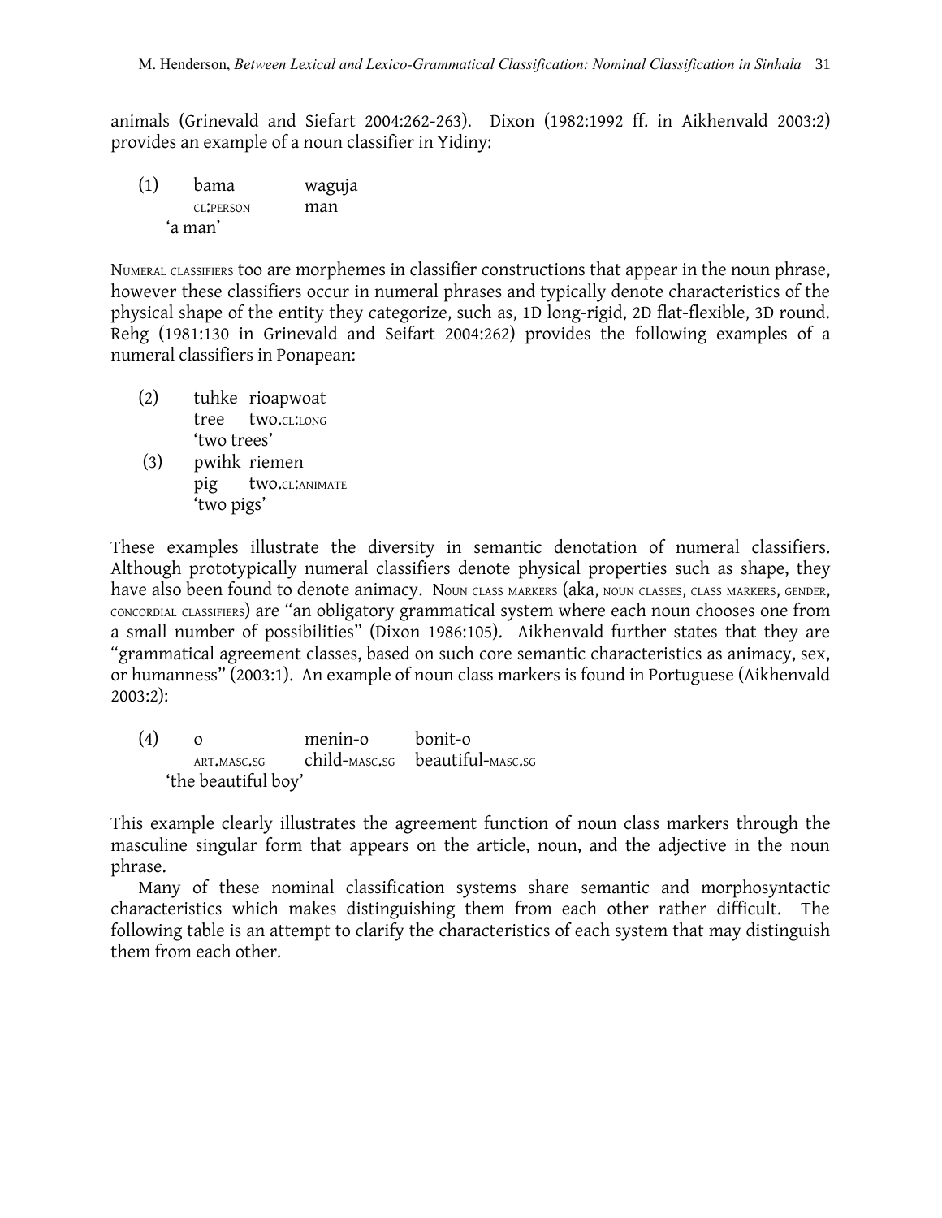animals (Grinevald and Siefart 2004:262-263). Dixon (1982:1992 ff. in Aikhenvald 2003:2) provides an example of a noun classifier in Yidiny:

(1) bama waguja
  CL:PERSON man
  'a man'

NUMERAL CLASSIFIERS too are morphemes in classifier constructions that appear in the noun phrase, however these classifiers occur in numeral phrases and typically denote characteristics of the physical shape of the entity they categorize, such as, 1D long-rigid, 2D flat-flexible, 3D round. Rehg (1981:130 in Grinevald and Seifart 2004:262) provides the following examples of a numeral classifiers in Ponapean:

(2) tuhke rioapwoat
  tree two.CL:LONG
  'two trees'

(3) pwihk riemen
  pig two.CL:ANIMATE
  'two pigs'

These examples illustrate the diversity in semantic denotation of numeral classifiers. Although prototypically numeral classifiers denote physical properties such as shape, they have also been found to denote animacy. NOUN CLASS MARKERS (aka, NOUN CLASSES, CLASS MARKERS, GENDER, CONCORDIAL CLASSIFIERS) are "an obligatory grammatical system where each noun chooses one from a small number of possibilities" (Dixon 1986:105). Aikhenvald further states that they are "grammatical agreement classes, based on such core semantic characteristics as animacy, sex, or humanness" (2003:1). An example of noun class markers is found in Portuguese (Aikhenvald 2003:2):

(4) o menin-o bonit-o
  ART.MASC.SG child-MASC.SG beautiful-MASC.SG
  'the beautiful boy'

This example clearly illustrates the agreement function of noun class markers through the masculine singular form that appears on the article, noun, and the adjective in the noun phrase.

Many of these nominal classification systems share semantic and morphosyntactic characteristics which makes distinguishing them from each other rather difficult. The following table is an attempt to clarify the characteristics of each system that may distinguish them from each other.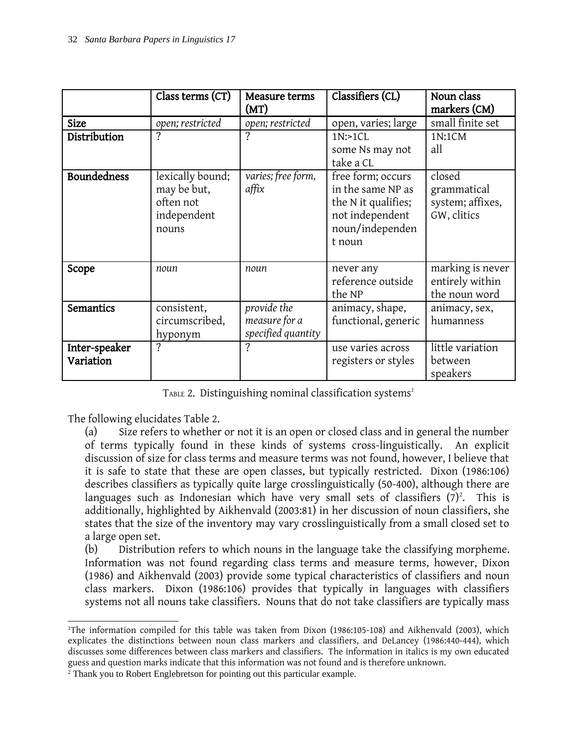| | Class terms (CT) | Measure terms (MT) | Classifiers (CL) | Noun class markers (CM) |
|---|---|---|---|---|
| **Size** | *open; restricted* | *open; restricted* | open, varies; large | small finite set |
| **Distribution** | ? | ? | 1N:>1CL some Ns may not take a CL | 1N:1CM all |
| **Boundedness** | lexically bound; may be but, often not independent nouns | *varies; free form, affix* | free form; occurs in the same NP as the N it qualifies; not independent noun/independen t noun | closed grammatical system; affixes, GW, clitics |
| **Scope** | *noun* | *noun* | never any reference outside the NP | marking is never entirely within the noun word |
| **Semantics** | consistent, circumscribed, hyponym | *provide the measure for a specified quantity* | animacy, shape, functional, generic | animacy, sex, humanness |
| **Inter-speaker Variation** | ? | ? | use varies across registers or styles | little variation between speakers |

TABLE 2. Distinguishing nominal classification systems[1]

The following elucidates Table 2.

(a) Size refers to whether or not it is an open or closed class and in general the number of terms typically found in these kinds of systems cross-linguistically. An explicit discussion of size for class terms and measure terms was not found, however, I believe that it is safe to state that these are open classes, but typically restricted. Dixon (1986:106) describes classifiers as typically quite large crosslinguistically (50-400), although there are languages such as Indonesian which have very small sets of classifiers (7)[2]. This is additionally, highlighted by Aikhenvald (2003:81) in her discussion of noun classifiers, she states that the size of the inventory may vary crosslinguistically from a small closed set to a large open set.

(b) Distribution refers to which nouns in the language take the classifying morpheme. Information was not found regarding class terms and measure terms, however, Dixon (1986) and Aikhenvald (2003) provide some typical characteristics of classifiers and noun class markers. Dixon (1986:106) provides that typically in languages with classifiers systems not all nouns take classifiers. Nouns that do not take classifiers are typically mass

[1]The information compiled for this table was taken from Dixon (1986:105-108) and Aikhenvald (2003), which explicates the distinctions between noun class markers and classifiers, and DeLancey (1986:440-444), which discusses some differences between class markers and classifiers. The information in italics is my own educated guess and question marks indicate that this information was not found and is therefore unknown.

[2] Thank you to Robert Englebretson for pointing out this particular example.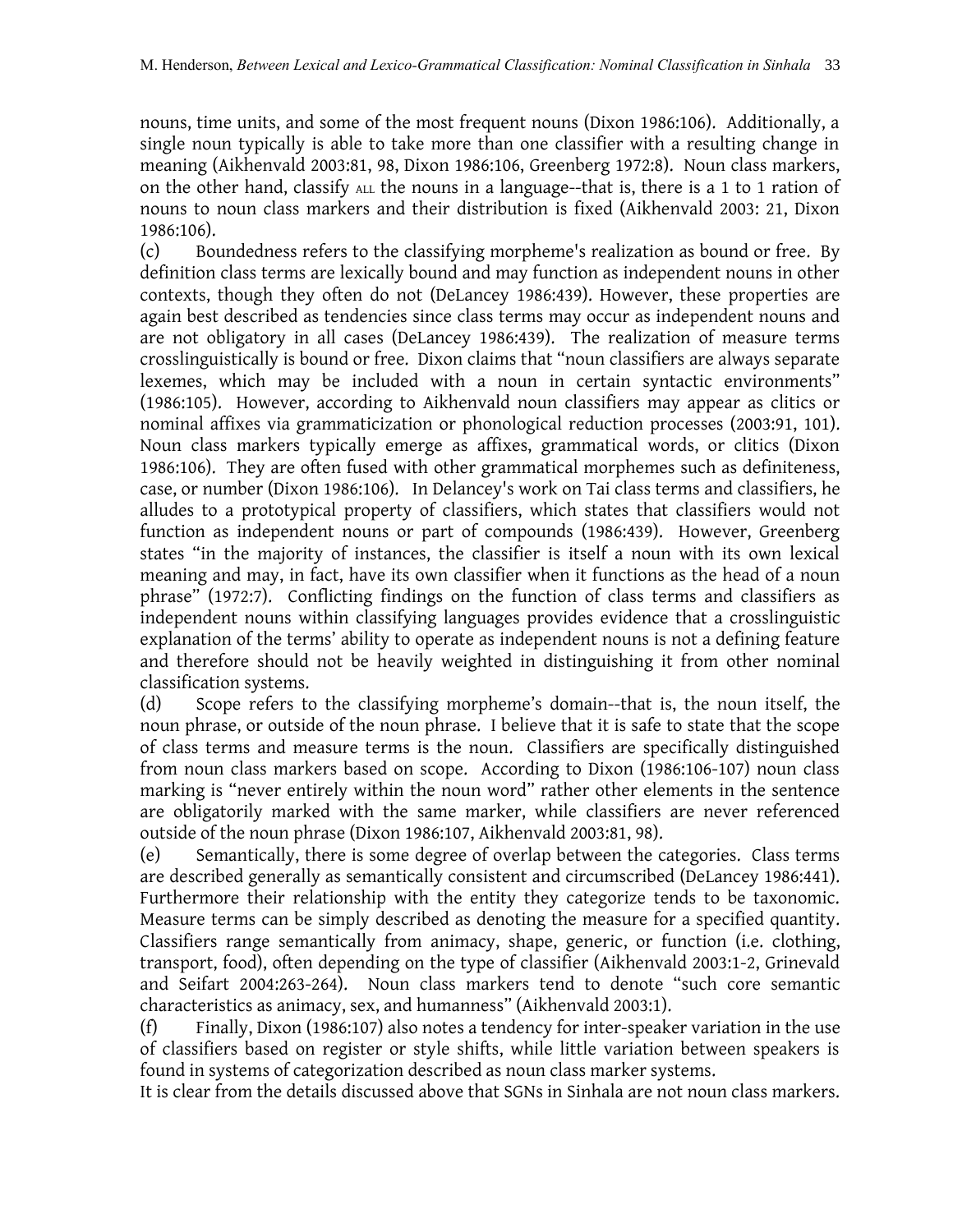nouns, time units, and some of the most frequent nouns (Dixon 1986:106). Additionally, a single noun typically is able to take more than one classifier with a resulting change in meaning (Aikhenvald 2003:81, 98, Dixon 1986:106, Greenberg 1972:8). Noun class markers, on the other hand, classify ALL the nouns in a language--that is, there is a 1 to 1 ration of nouns to noun class markers and their distribution is fixed (Aikhenvald 2003: 21, Dixon 1986:106).

(c) Boundedness refers to the classifying morpheme's realization as bound or free. By definition class terms are lexically bound and may function as independent nouns in other contexts, though they often do not (DeLancey 1986:439). However, these properties are again best described as tendencies since class terms may occur as independent nouns and are not obligatory in all cases (DeLancey 1986:439). The realization of measure terms crosslinguistically is bound or free. Dixon claims that "noun classifiers are always separate lexemes, which may be included with a noun in certain syntactic environments" (1986:105). However, according to Aikhenvald noun classifiers may appear as clitics or nominal affixes via grammaticization or phonological reduction processes (2003:91, 101). Noun class markers typically emerge as affixes, grammatical words, or clitics (Dixon 1986:106). They are often fused with other grammatical morphemes such as definiteness, case, or number (Dixon 1986:106). In Delancey's work on Tai class terms and classifiers, he alludes to a prototypical property of classifiers, which states that classifiers would not function as independent nouns or part of compounds (1986:439). However, Greenberg states "in the majority of instances, the classifier is itself a noun with its own lexical meaning and may, in fact, have its own classifier when it functions as the head of a noun phrase" (1972:7). Conflicting findings on the function of class terms and classifiers as independent nouns within classifying languages provides evidence that a crosslinguistic explanation of the terms' ability to operate as independent nouns is not a defining feature and therefore should not be heavily weighted in distinguishing it from other nominal classification systems.

(d) Scope refers to the classifying morpheme's domain--that is, the noun itself, the noun phrase, or outside of the noun phrase. I believe that it is safe to state that the scope of class terms and measure terms is the noun. Classifiers are specifically distinguished from noun class markers based on scope. According to Dixon (1986:106-107) noun class marking is "never entirely within the noun word" rather other elements in the sentence are obligatorily marked with the same marker, while classifiers are never referenced outside of the noun phrase (Dixon 1986:107, Aikhenvald 2003:81, 98).

(e) Semantically, there is some degree of overlap between the categories. Class terms are described generally as semantically consistent and circumscribed (DeLancey 1986:441). Furthermore their relationship with the entity they categorize tends to be taxonomic. Measure terms can be simply described as denoting the measure for a specified quantity. Classifiers range semantically from animacy, shape, generic, or function (i.e. clothing, transport, food), often depending on the type of classifier (Aikhenvald 2003:1-2, Grinevald and Seifart 2004:263-264). Noun class markers tend to denote "such core semantic characteristics as animacy, sex, and humanness" (Aikhenvald 2003:1).

(f) Finally, Dixon (1986:107) also notes a tendency for inter-speaker variation in the use of classifiers based on register or style shifts, while little variation between speakers is found in systems of categorization described as noun class marker systems.

It is clear from the details discussed above that SGNs in Sinhala are not noun class markers.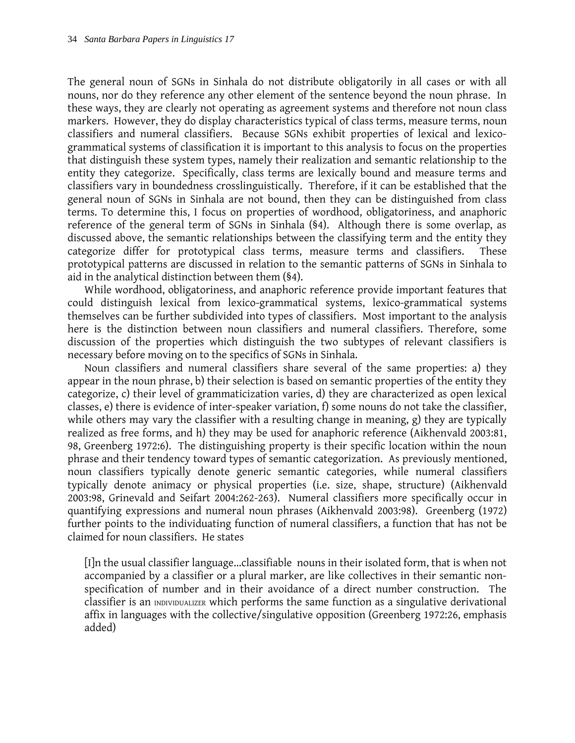The general noun of SGNs in Sinhala do not distribute obligatorily in all cases or with all nouns, nor do they reference any other element of the sentence beyond the noun phrase. In these ways, they are clearly not operating as agreement systems and therefore not noun class markers. However, they do display characteristics typical of class terms, measure terms, noun classifiers and numeral classifiers. Because SGNs exhibit properties of lexical and lexico-grammatical systems of classification it is important to this analysis to focus on the properties that distinguish these system types, namely their realization and semantic relationship to the entity they categorize. Specifically, class terms are lexically bound and measure terms and classifiers vary in boundedness crosslinguistically. Therefore, if it can be established that the general noun of SGNs in Sinhala are not bound, then they can be distinguished from class terms. To determine this, I focus on properties of wordhood, obligatoriness, and anaphoric reference of the general term of SGNs in Sinhala (§4). Although there is some overlap, as discussed above, the semantic relationships between the classifying term and the entity they categorize differ for prototypical class terms, measure terms and classifiers. These prototypical patterns are discussed in relation to the semantic patterns of SGNs in Sinhala to aid in the analytical distinction between them (§4).

While wordhood, obligatoriness, and anaphoric reference provide important features that could distinguish lexical from lexico-grammatical systems, lexico-grammatical systems themselves can be further subdivided into types of classifiers. Most important to the analysis here is the distinction between noun classifiers and numeral classifiers. Therefore, some discussion of the properties which distinguish the two subtypes of relevant classifiers is necessary before moving on to the specifics of SGNs in Sinhala.

Noun classifiers and numeral classifiers share several of the same properties: a) they appear in the noun phrase, b) their selection is based on semantic properties of the entity they categorize, c) their level of grammaticization varies, d) they are characterized as open lexical classes, e) there is evidence of inter-speaker variation, f) some nouns do not take the classifier, while others may vary the classifier with a resulting change in meaning, g) they are typically realized as free forms, and h) they may be used for anaphoric reference (Aikhenvald 2003:81, 98, Greenberg 1972:6). The distinguishing property is their specific location within the noun phrase and their tendency toward types of semantic categorization. As previously mentioned, noun classifiers typically denote generic semantic categories, while numeral classifiers typically denote animacy or physical properties (i.e. size, shape, structure) (Aikhenvald 2003:98, Grinevald and Seifart 2004:262-263). Numeral classifiers more specifically occur in quantifying expressions and numeral noun phrases (Aikhenvald 2003:98). Greenberg (1972) further points to the individuating function of numeral classifiers, a function that has not be claimed for noun classifiers. He states

> [I]n the usual classifier language...classifiable nouns in their isolated form, that is when not accompanied by a classifier or a plural marker, are like collectives in their semantic non-specification of number and in their avoidance of a direct number construction. The classifier is an INDIVIDUALIZER which performs the same function as a singulative derivational affix in languages with the collective/singulative opposition (Greenberg 1972:26, emphasis added)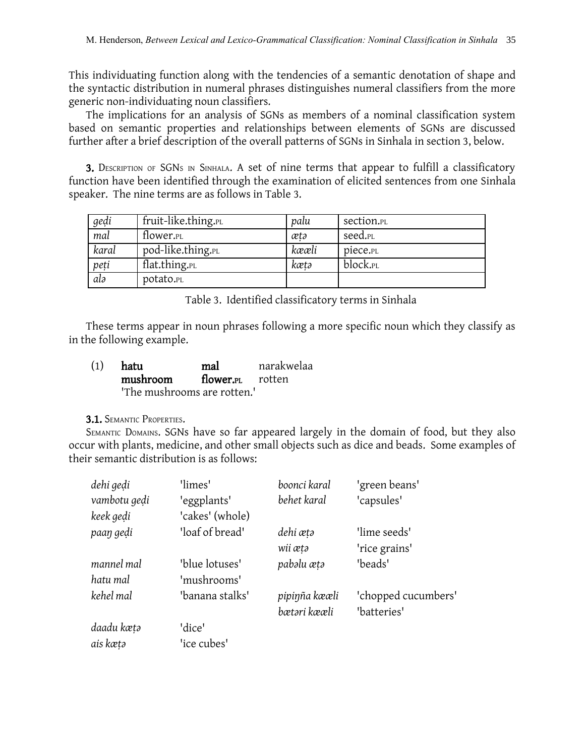This individuating function along with the tendencies of a semantic denotation of shape and the syntactic distribution in numeral phrases distinguishes numeral classifiers from the more generic non-individuating noun classifiers.

The implications for an analysis of SGNs as members of a nominal classification system based on semantic properties and relationships between elements of SGNs are discussed further after a brief description of the overall patterns of SGNs in Sinhala in section 3, below.

**3.** DESCRIPTION OF SGNS IN SINHALA. A set of nine terms that appear to fulfill a classificatory function have been identified through the examination of elicited sentences from one Sinhala speaker. The nine terms are as follows in Table 3.

| *geḍi* | fruit-like.thing.PL | *palu* | section.PL |
|---|---|---|---|
| *mal* | flower.PL | *æṭə* | seed.PL |
| *karal* | pod-like.thing.PL | *kææli* | piece.PL |
| *peṭi* | flat.thing.PL | *kæṭə* | block.PL |
| *alə* | potato.PL | | |

Table 3. Identified classificatory terms in Sinhala

These terms appear in noun phrases following a more specific noun which they classify as in the following example.

(1) **hatu** **mal** narakwelaa
 **mushroom** **flower.PL** rotten
 'The mushrooms are rotten.'

**3.1.** SEMANTIC PROPERTIES.

SEMANTIC DOMAINS. SGNs have so far appeared largely in the domain of food, but they also occur with plants, medicine, and other small objects such as dice and beads. Some examples of their semantic distribution is as follows:

| | | | |
|---|---|---|---|
| *dehi geḍi* | 'limes' | *boonci karal* | 'green beans' |
| *vambotu geḍi* | 'eggplants' | *behet karal* | 'capsules' |
| *keek geḍi* | 'cakes' (whole) | | |
| *paaŋ geḍi* | 'loaf of bread' | *dehi æṭə* | 'lime seeds' |
| | | *wii æṭə* | 'rice grains' |
| *mannel mal* | 'blue lotuses' | *pabəlu æṭə* | 'beads' |
| *hatu mal* | 'mushrooms' | | |
| *kehel mal* | 'banana stalks' | *pipiŋña kææli* | 'chopped cucumbers' |
| | | *bætəri kææli* | 'batteries' |
| *daadu kæṭə* | 'dice' | | |
| *ais kæṭə* | 'ice cubes' | | |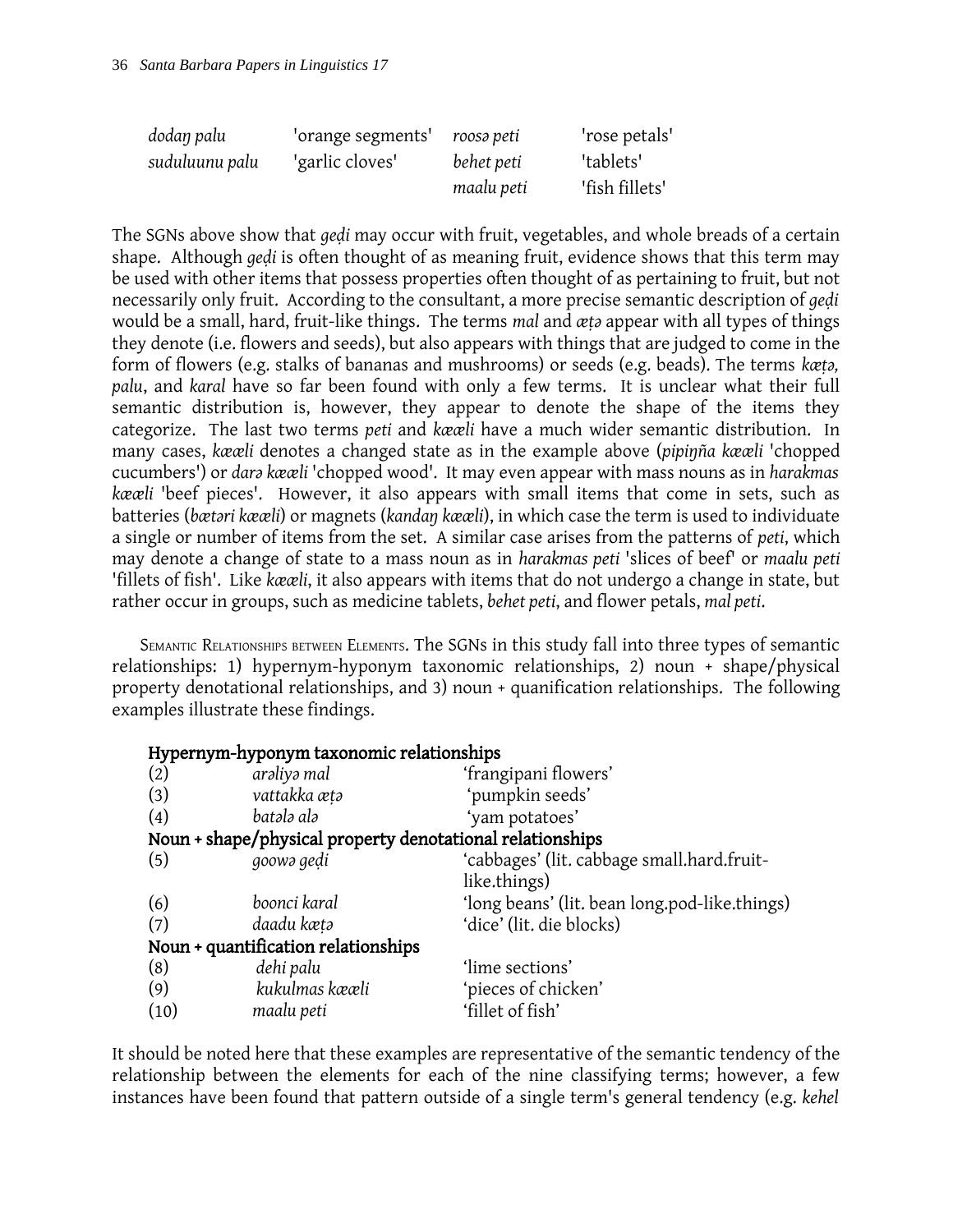| | | | |
|---|---|---|---|
| *dodaŋ palu* | 'orange segments' | *roosə peti* | 'rose petals' |
| *suduluunu palu* | 'garlic cloves' | *behet peti* | 'tablets' |
| | | *maalu peti* | 'fish fillets' |

The SGNs above show that *geḍi* may occur with fruit, vegetables, and whole breads of a certain shape. Although *geḍi* is often thought of as meaning fruit, evidence shows that this term may be used with other items that possess properties often thought of as pertaining to fruit, but not necessarily only fruit. According to the consultant, a more precise semantic description of *geḍi* would be a small, hard, fruit-like things. The terms *mal* and *æṭə* appear with all types of things they denote (i.e. flowers and seeds), but also appears with things that are judged to come in the form of flowers (e.g. stalks of bananas and mushrooms) or seeds (e.g. beads). The terms *kæṭə, palu*, and *karal* have so far been found with only a few terms. It is unclear what their full semantic distribution is, however, they appear to denote the shape of the items they categorize. The last two terms *peti* and *kææli* have a much wider semantic distribution. In many cases, *kææli* denotes a changed state as in the example above (*pipiŋña kææli* 'chopped cucumbers') or *darə kææli* 'chopped wood'. It may even appear with mass nouns as in *harakmas kææli* 'beef pieces'. However, it also appears with small items that come in sets, such as batteries (*bætəri kææli*) or magnets (*kandaŋ kææli*), in which case the term is used to individuate a single or number of items from the set. A similar case arises from the patterns of *peti*, which may denote a change of state to a mass noun as in *harakmas peti* 'slices of beef' or *maalu peti* 'fillets of fish'. Like *kææli*, it also appears with items that do not undergo a change in state, but rather occur in groups, such as medicine tablets, *behet peti*, and flower petals, *mal peti*.

SEMANTIC RELATIONSHIPS BETWEEN ELEMENTS. The SGNs in this study fall into three types of semantic relationships: 1) hypernym-hyponym taxonomic relationships, 2) noun + shape/physical property denotational relationships, and 3) noun + quanification relationships. The following examples illustrate these findings.

**Hypernym-hyponym taxonomic relationships**

| | | |
|---|---|---|
| (2) | *arəliyə mal* | 'frangipani flowers' |
| (3) | *vattakka æṭə* | 'pumpkin seeds' |
| (4) | *batələ alə* | 'yam potatoes' |

**Noun + shape/physical property denotational relationships**

| | | |
|---|---|---|
| (5) | *goowə geḍi* | 'cabbages' (lit. cabbage small.hard.fruit-like.things) |
| (6) | *boonci karal* | 'long beans' (lit. bean long.pod-like.things) |
| (7) | *daadu kæṭə* | 'dice' (lit. die blocks) |

**Noun + quantification relationships**

| | | |
|---|---|---|
| (8) | *dehi palu* | 'lime sections' |
| (9) | *kukulmas kææli* | 'pieces of chicken' |
| (10) | *maalu peti* | 'fillet of fish' |

It should be noted here that these examples are representative of the semantic tendency of the relationship between the elements for each of the nine classifying terms; however, a few instances have been found that pattern outside of a single term's general tendency (e.g. *kehel*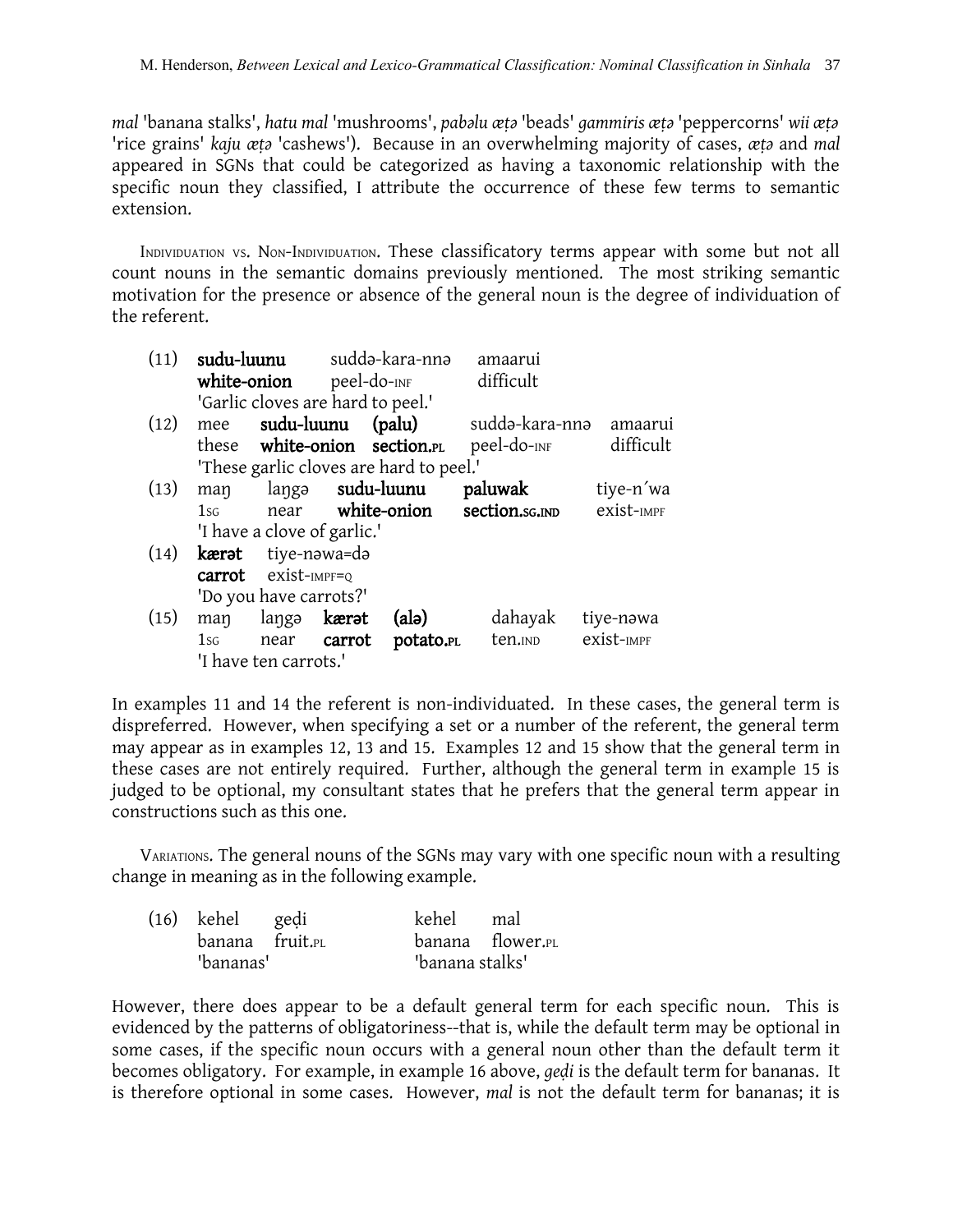*mal* 'banana stalks', *hatu mal* 'mushrooms', *pabəlu æṭə* 'beads' *gammiris æṭə* 'peppercorns' *wii æṭə* 'rice grains' *kaju æṭə* 'cashews'). Because in an overwhelming majority of cases, *æṭə* and *mal* appeared in SGNs that could be categorized as having a taxonomic relationship with the specific noun they classified, I attribute the occurrence of these few terms to semantic extension.

INDIVIDUATION VS. NON-INDIVIDUATION. These classificatory terms appear with some but not all count nouns in the semantic domains previously mentioned. The most striking semantic motivation for the presence or absence of the general noun is the degree of individuation of the referent.

| | | | | | | |
|---|---|---|---|---|---|---|
| (11) | **sudu-luunu** | suddə-kara-nnə | amaarui | | | |
| | **white-onion** | peel-do-INF | difficult | | | |
| | 'Garlic cloves are hard to peel.' | | | | | |
| (12) | mee | **sudu-luunu** | **(palu)** | suddə-kara-nnə | amaarui | |
| | these | **white-onion** | **section.PL** | peel-do-INF | difficult | |
| | 'These garlic cloves are hard to peel.' | | | | | |
| (13) | maŋ | laŋgə | **sudu-luunu** | **paluwak** | tiye-n´wa | |
| | 1SG | near | **white-onion** | **section.SG.IND** | exist-IMPF | |
| | 'I have a clove of garlic.' | | | | | |
| (14) | **kærət** | tiye-nəwa=də | | | | |
| | **carrot** | exist-IMPF=Q | | | | |
| | 'Do you have carrots?' | | | | | |
| (15) | maŋ | laŋgə | **kærət** | **(alə)** | dahayak | tiye-nəwa |
| | 1SG | near | **carrot** | **potato.PL** | ten.IND | exist-IMPF |
| | 'I have ten carrots.' | | | | | |

In examples 11 and 14 the referent is non-individuated. In these cases, the general term is dispreferred. However, when specifying a set or a number of the referent, the general term may appear as in examples 12, 13 and 15. Examples 12 and 15 show that the general term in these cases are not entirely required. Further, although the general term in example 15 is judged to be optional, my consultant states that he prefers that the general term appear in constructions such as this one.

VARIATIONS. The general nouns of the SGNs may vary with one specific noun with a resulting change in meaning as in the following example.

| | | | | |
|---|---|---|---|---|
| (16) | kehel | geḍi | kehel | mal |
| | banana | fruit.PL | banana | flower.PL |
| | 'bananas' | | 'banana stalks' | |

However, there does appear to be a default general term for each specific noun. This is evidenced by the patterns of obligatoriness--that is, while the default term may be optional in some cases, if the specific noun occurs with a general noun other than the default term it becomes obligatory. For example, in example 16 above, *geḍi* is the default term for bananas. It is therefore optional in some cases. However, *mal* is not the default term for bananas; it is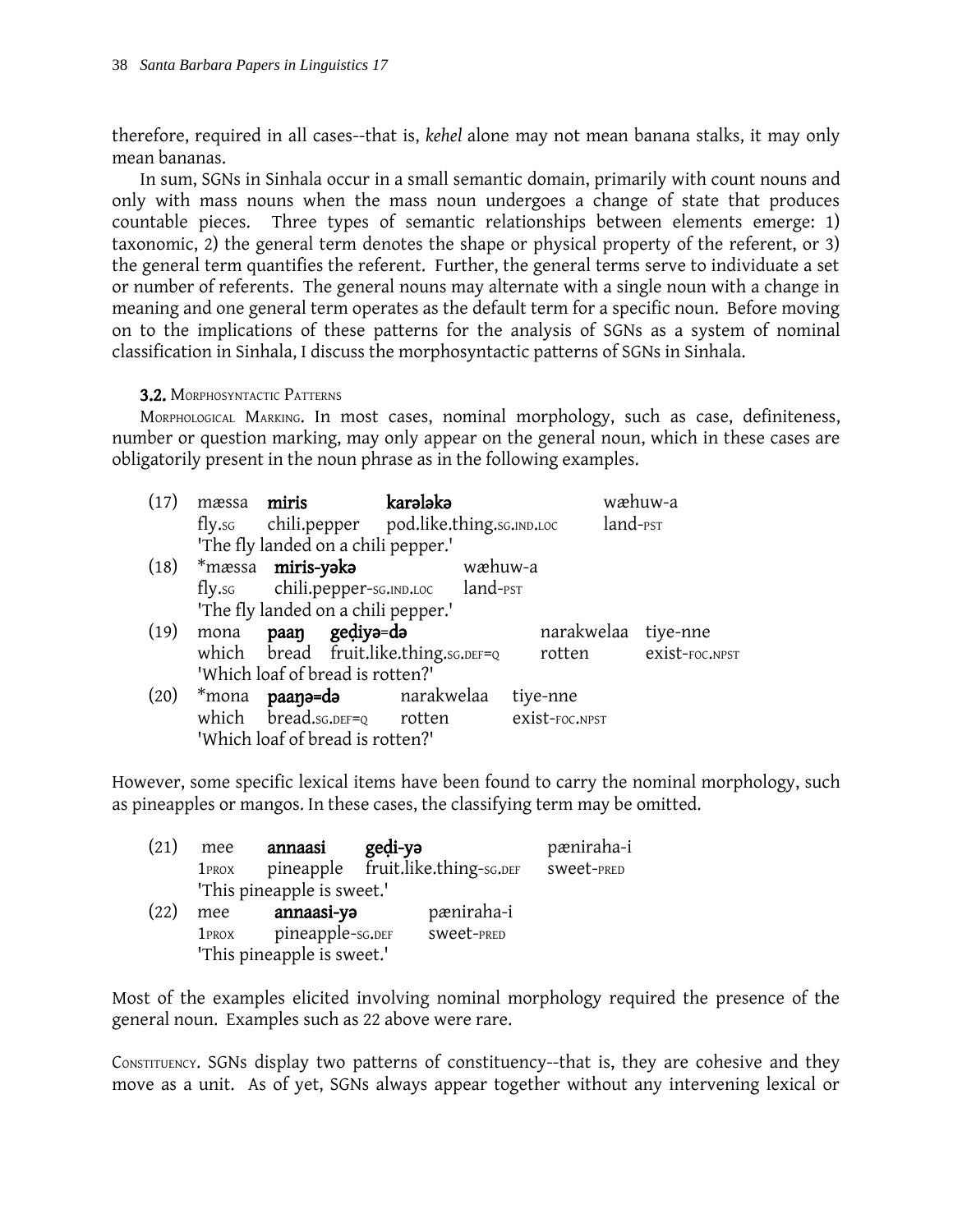therefore, required in all cases--that is, *kehel* alone may not mean banana stalks, it may only mean bananas.

In sum, SGNs in Sinhala occur in a small semantic domain, primarily with count nouns and only with mass nouns when the mass noun undergoes a change of state that produces countable pieces. Three types of semantic relationships between elements emerge: 1) taxonomic, 2) the general term denotes the shape or physical property of the referent, or 3) the general term quantifies the referent. Further, the general terms serve to individuate a set or number of referents. The general nouns may alternate with a single noun with a change in meaning and one general term operates as the default term for a specific noun. Before moving on to the implications of these patterns for the analysis of SGNs as a system of nominal classification in Sinhala, I discuss the morphosyntactic patterns of SGNs in Sinhala.

### 3.2. Morphosyntactic Patterns

Morphological Marking. In most cases, nominal morphology, such as case, definiteness, number or question marking, may only appear on the general noun, which in these cases are obligatorily present in the noun phrase as in the following examples.

```
(17)  mæssa   miris          karələkə                     wæhuw-a
      fly.SG  chili.pepper   pod.like.thing.SG.IND.LOC    land-PST
      'The fly landed on a chili pepper.'
(18)  *mæssa  miris-yəkə                 wæhuw-a
      fly.SG  chili.pepper-SG.IND.LOC    land-PST
      'The fly landed on a chili pepper.'
(19)  mona   paaŋ   geḍiyə=də                      narakwelaa   tiye-nne
      which  bread  fruit.like.thing.SG.DEF=Q      rotten       exist-FOC.NPST
      'Which loaf of bread is rotten?'
(20)  *mona  paaŋə=də          narakwelaa   tiye-nne
      which  bread.SG.DEF=Q    rotten       exist-FOC.NPST
      'Which loaf of bread is rotten?'
```

However, some specific lexical items have been found to carry the nominal morphology, such as pineapples or mangos. In these cases, the classifying term may be omitted.

```
(21)  mee     annaasi     geḍi-yə                   pæniraha-i
      1PROX   pineapple   fruit.like.thing-SG.DEF   sweet-PRED
      'This pineapple is sweet.'
(22)  mee     annaasi-yə         pæniraha-i
      1PROX   pineapple-SG.DEF   sweet-PRED
      'This pineapple is sweet.'
```

Most of the examples elicited involving nominal morphology required the presence of the general noun. Examples such as 22 above were rare.

Constituency. SGNs display two patterns of constituency--that is, they are cohesive and they move as a unit. As of yet, SGNs always appear together without any intervening lexical or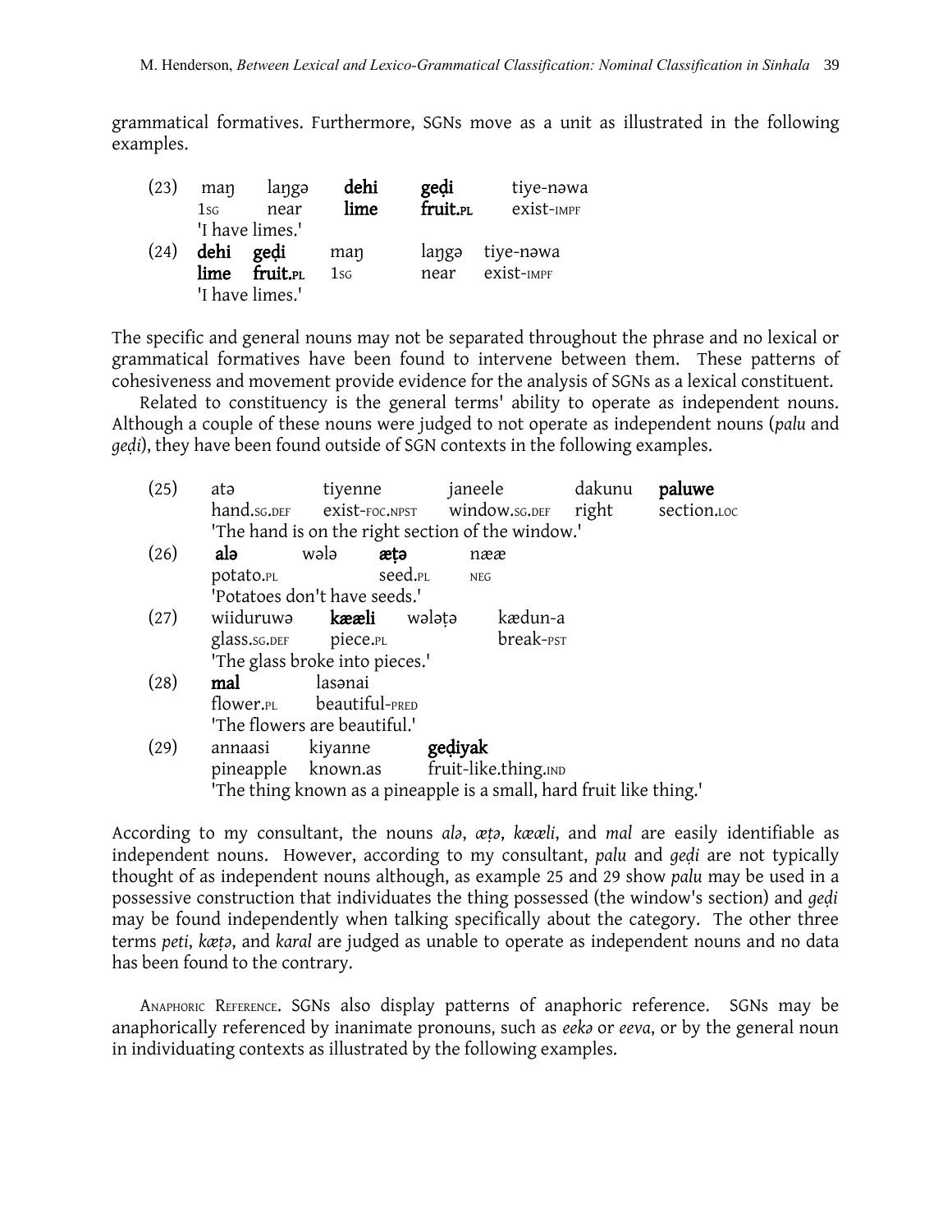grammatical formatives. Furthermore, SGNs move as a unit as illustrated in the following examples.

| (23) | maŋ | laŋgə | **dehi** | **geḍi** | tiye-nəwa |
|---|---|---|---|---|---|
| | 1SG | near | **lime** | **fruit.PL** | exist-IMPF |
| | 'I have limes.' | | | | |
| (24) | **dehi** | **geḍi** | maŋ | laŋgə | tiye-nəwa |
| | **lime** | **fruit.PL** | 1SG | near | exist-IMPF |
| | 'I have limes.' | | | | |

The specific and general nouns may not be separated throughout the phrase and no lexical or grammatical formatives have been found to intervene between them. These patterns of cohesiveness and movement provide evidence for the analysis of SGNs as a lexical constituent.

Related to constituency is the general terms' ability to operate as independent nouns. Although a couple of these nouns were judged to not operate as independent nouns (*palu* and *geḍi*), they have been found outside of SGN contexts in the following examples.

| (25) | atə | tiyenne | janeele | dakunu | **paluwe** |
|---|---|---|---|---|---|
| | hand.SG.DEF | exist-FOC.NPST | window.SG.DEF | right | section.LOC |
| | 'The hand is on the right section of the window.' | | | | |
| (26) | **alə** | wələ | **æṭə** | næ | |
| | potato.PL | | seed.PL | NEG | |
| | 'Potatoes don't have seeds.' | | | | |
| (27) | wiiduruwə | **kææli** | wələṭə | kædun-a | |
| | glass.SG.DEF | piece.PL | | break-PST | |
| | 'The glass broke into pieces.' | | | | |
| (28) | **mal** | lasənai | | | |
| | flower.PL | beautiful-PRED | | | |
| | 'The flowers are beautiful.' | | | | |
| (29) | annaasi | kiyanne | **geḍiyak** | | |
| | pineapple | known.as | fruit-like.thing.IND | | |
| | 'The thing known as a pineapple is a small, hard fruit like thing.' | | | | |

According to my consultant, the nouns *alə*, *æṭə*, *kææli*, and *mal* are easily identifiable as independent nouns. However, according to my consultant, *palu* and *geḍi* are not typically thought of as independent nouns although, as example 25 and 29 show *palu* may be used in a possessive construction that individuates the thing possessed (the window's section) and *geḍi* may be found independently when talking specifically about the category. The other three terms *peti*, *kæṭə*, and *karal* are judged as unable to operate as independent nouns and no data has been found to the contrary.

ANAPHORIC REFERENCE. SGNs also display patterns of anaphoric reference. SGNs may be anaphorically referenced by inanimate pronouns, such as *eekə* or *eeva*, or by the general noun in individuating contexts as illustrated by the following examples.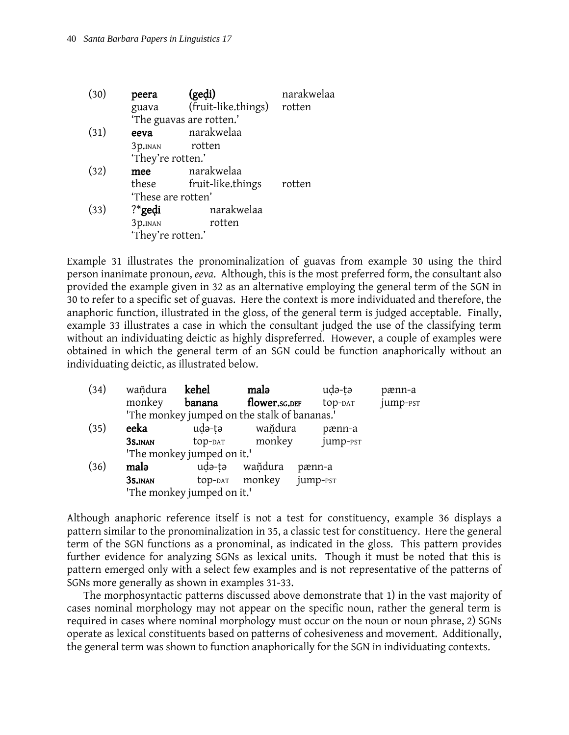(30) **peera** **(geḍi)** narakwelaa
guava (fruit-like.things) rotten
'The guavas are rotten.'

(31) **eeva** narakwelaa
3p.INAN rotten
'They're rotten.'

(32) **mee** narakwelaa
these fruit-like.things rotten
'These are rotten'

(33) ?***geḍi** narakwelaa
3p.INAN rotten
'They're rotten.'

Example 31 illustrates the pronominalization of guavas from example 30 using the third person inanimate pronoun, *eeva*. Although, this is the most preferred form, the consultant also provided the example given in 32 as an alternative employing the general term of the SGN in 30 to refer to a specific set of guavas. Here the context is more individuated and therefore, the anaphoric function, illustrated in the gloss, of the general term is judged acceptable. Finally, example 33 illustrates a case in which the consultant judged the use of the classifying term without an individuating deictic as highly dispreferred. However, a couple of examples were obtained in which the general term of an SGN could be function anaphorically without an individuating deictic, as illustrated below.

(34) waňdura **kehel** **malə** uḍə-ṭə pænn-a
monkey **banana** **flower.SG.DEF** top-DAT jump-PST
'The monkey jumped on the stalk of bananas.'

(35) **eeka** uḍə-ṭə waňdura pænn-a
**3s.INAN** top-DAT monkey jump-PST
'The monkey jumped on it.'

(36) **malə** uḍə-ṭə waňdura pænn-a
**3s.INAN** top-DAT monkey jump-PST
'The monkey jumped on it.'

Although anaphoric reference itself is not a test for constituency, example 36 displays a pattern similar to the pronominalization in 35, a classic test for constituency. Here the general term of the SGN functions as a pronominal, as indicated in the gloss. This pattern provides further evidence for analyzing SGNs as lexical units. Though it must be noted that this is pattern emerged only with a select few examples and is not representative of the patterns of SGNs more generally as shown in examples 31-33.

The morphosyntactic patterns discussed above demonstrate that 1) in the vast majority of cases nominal morphology may not appear on the specific noun, rather the general term is required in cases where nominal morphology must occur on the noun or noun phrase, 2) SGNs operate as lexical constituents based on patterns of cohesiveness and movement. Additionally, the general term was shown to function anaphorically for the SGN in individuating contexts.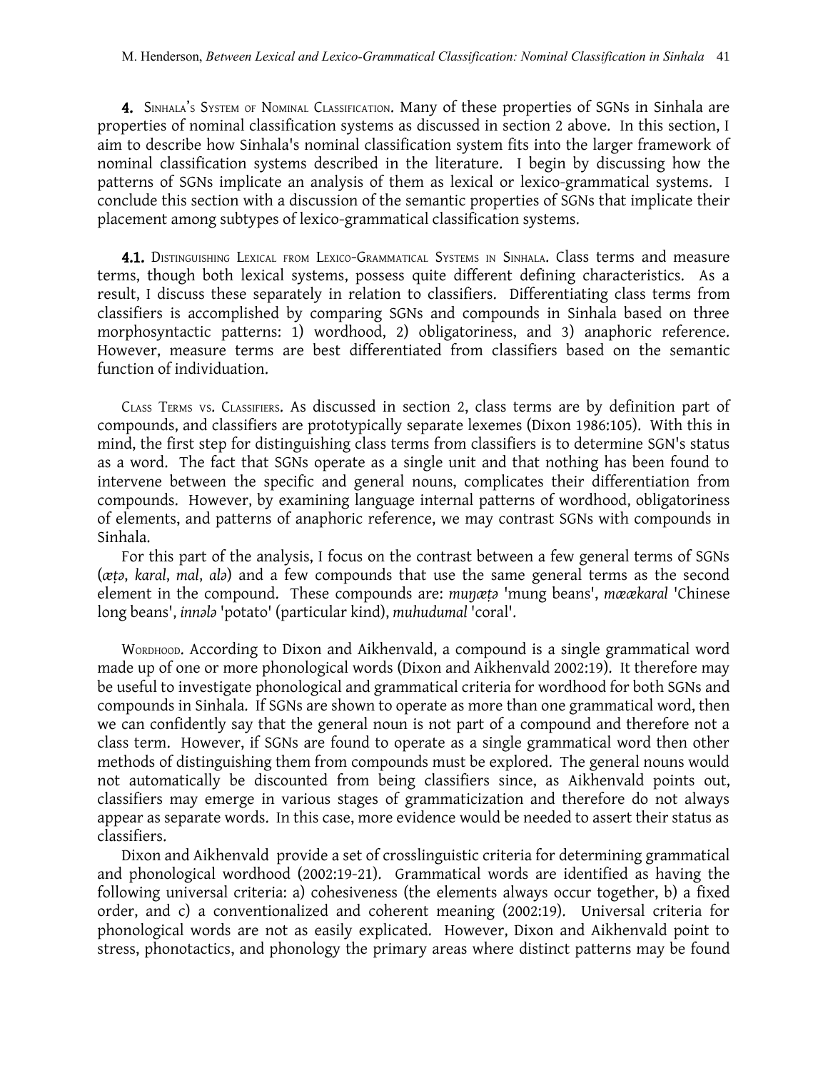**4.** Sinhala's System of Nominal Classification. Many of these properties of SGNs in Sinhala are properties of nominal classification systems as discussed in section 2 above. In this section, I aim to describe how Sinhala's nominal classification system fits into the larger framework of nominal classification systems described in the literature. I begin by discussing how the patterns of SGNs implicate an analysis of them as lexical or lexico-grammatical systems. I conclude this section with a discussion of the semantic properties of SGNs that implicate their placement among subtypes of lexico-grammatical classification systems.

**4.1.** Distinguishing Lexical from Lexico-Grammatical Systems in Sinhala. Class terms and measure terms, though both lexical systems, possess quite different defining characteristics. As a result, I discuss these separately in relation to classifiers. Differentiating class terms from classifiers is accomplished by comparing SGNs and compounds in Sinhala based on three morphosyntactic patterns: 1) wordhood, 2) obligatoriness, and 3) anaphoric reference. However, measure terms are best differentiated from classifiers based on the semantic function of individuation.

Class Terms vs. Classifiers. As discussed in section 2, class terms are by definition part of compounds, and classifiers are prototypically separate lexemes (Dixon 1986:105). With this in mind, the first step for distinguishing class terms from classifiers is to determine SGN's status as a word. The fact that SGNs operate as a single unit and that nothing has been found to intervene between the specific and general nouns, complicates their differentiation from compounds. However, by examining language internal patterns of wordhood, obligatoriness of elements, and patterns of anaphoric reference, we may contrast SGNs with compounds in Sinhala.

For this part of the analysis, I focus on the contrast between a few general terms of SGNs (*æṭə*, *karal*, *mal*, *alə*) and a few compounds that use the same general terms as the second element in the compound. These compounds are: *muŋæṭə* 'mung beans', *mæækaral* 'Chinese long beans', *innələ* 'potato' (particular kind), *muhudumal* 'coral'.

Wordhood. According to Dixon and Aikhenvald, a compound is a single grammatical word made up of one or more phonological words (Dixon and Aikhenvald 2002:19). It therefore may be useful to investigate phonological and grammatical criteria for wordhood for both SGNs and compounds in Sinhala. If SGNs are shown to operate as more than one grammatical word, then we can confidently say that the general noun is not part of a compound and therefore not a class term. However, if SGNs are found to operate as a single grammatical word then other methods of distinguishing them from compounds must be explored. The general nouns would not automatically be discounted from being classifiers since, as Aikhenvald points out, classifiers may emerge in various stages of grammaticization and therefore do not always appear as separate words. In this case, more evidence would be needed to assert their status as classifiers.

Dixon and Aikhenvald provide a set of crosslinguistic criteria for determining grammatical and phonological wordhood (2002:19-21). Grammatical words are identified as having the following universal criteria: a) cohesiveness (the elements always occur together, b) a fixed order, and c) a conventionalized and coherent meaning (2002:19). Universal criteria for phonological words are not as easily explicated. However, Dixon and Aikhenvald point to stress, phonotactics, and phonology the primary areas where distinct patterns may be found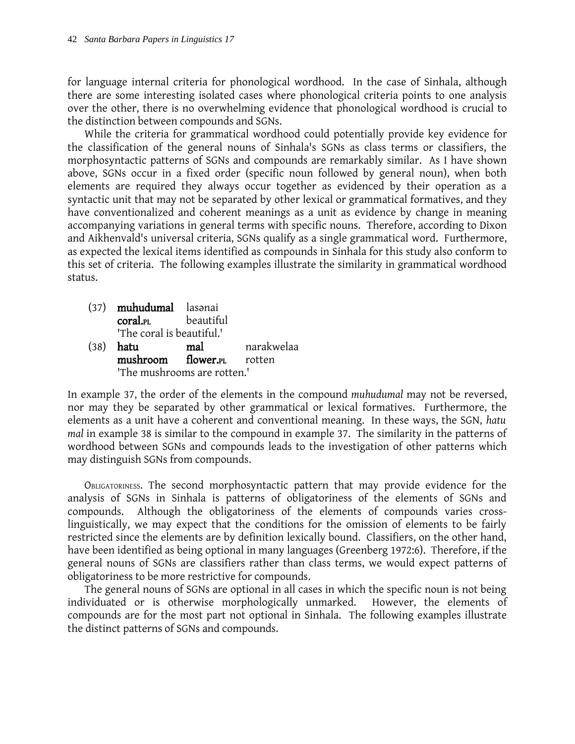for language internal criteria for phonological wordhood. In the case of Sinhala, although there are some interesting isolated cases where phonological criteria points to one analysis over the other, there is no overwhelming evidence that phonological wordhood is crucial to the distinction between compounds and SGNs.

While the criteria for grammatical wordhood could potentially provide key evidence for the classification of the general nouns of Sinhala's SGNs as class terms or classifiers, the morphosyntactic patterns of SGNs and compounds are remarkably similar. As I have shown above, SGNs occur in a fixed order (specific noun followed by general noun), when both elements are required they always occur together as evidenced by their operation as a syntactic unit that may not be separated by other lexical or grammatical formatives, and they have conventionalized and coherent meanings as a unit as evidence by change in meaning accompanying variations in general terms with specific nouns. Therefore, according to Dixon and Aikhenvald's universal criteria, SGNs qualify as a single grammatical word. Furthermore, as expected the lexical items identified as compounds in Sinhala for this study also conform to this set of criteria. The following examples illustrate the similarity in grammatical wordhood status.

(37) **muhudumal** lasənai
**coral.PL** beautiful
'The coral is beautiful.'

(38) **hatu** **mal** narakwelaa
**mushroom** **flower.PL** rotten
'The mushrooms are rotten.'

In example 37, the order of the elements in the compound *muhudumal* may not be reversed, nor may they be separated by other grammatical or lexical formatives. Furthermore, the elements as a unit have a coherent and conventional meaning. In these ways, the SGN, *hatu mal* in example 38 is similar to the compound in example 37. The similarity in the patterns of wordhood between SGNs and compounds leads to the investigation of other patterns which may distinguish SGNs from compounds.

OBLIGATORINESS. The second morphosyntactic pattern that may provide evidence for the analysis of SGNs in Sinhala is patterns of obligatoriness of the elements of SGNs and compounds. Although the obligatoriness of the elements of compounds varies cross-linguistically, we may expect that the conditions for the omission of elements to be fairly restricted since the elements are by definition lexically bound. Classifiers, on the other hand, have been identified as being optional in many languages (Greenberg 1972:6). Therefore, if the general nouns of SGNs are classifiers rather than class terms, we would expect patterns of obligatoriness to be more restrictive for compounds.

The general nouns of SGNs are optional in all cases in which the specific noun is not being individuated or is otherwise morphologically unmarked. However, the elements of compounds are for the most part not optional in Sinhala. The following examples illustrate the distinct patterns of SGNs and compounds.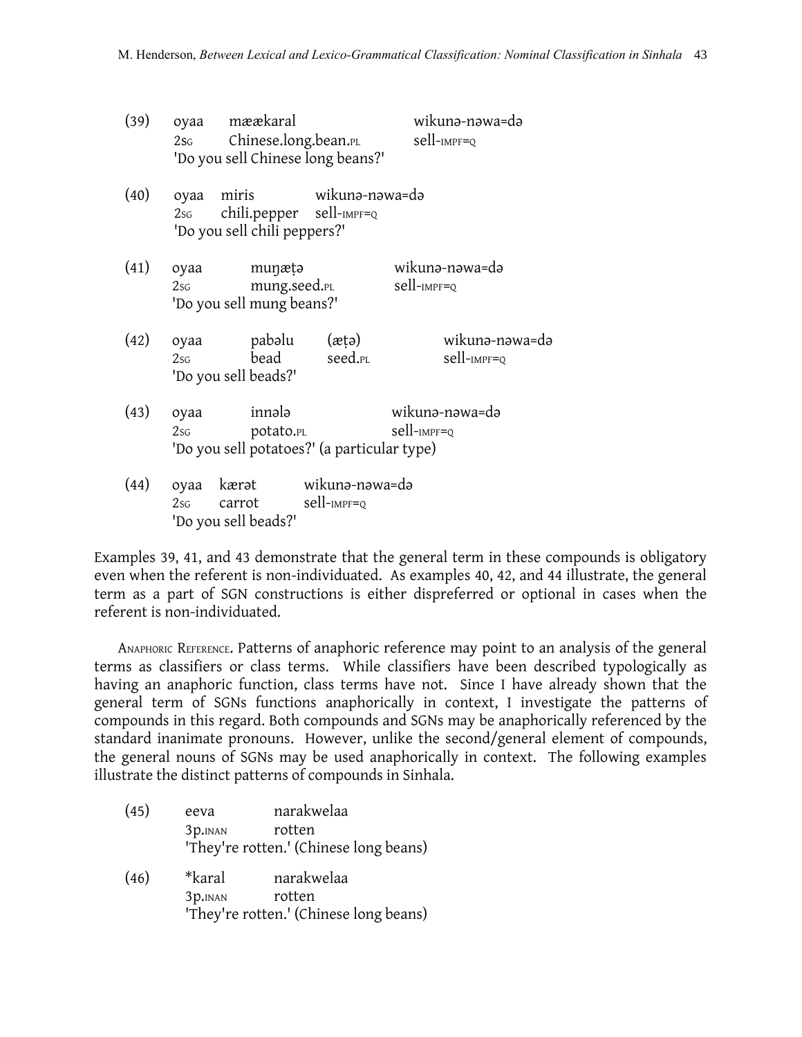(39) oyaa mæækaral wikunə-nəwa=də
2SG Chinese.long.bean.PL sell-IMPF=Q
'Do you sell Chinese long beans?'

(40) oyaa miris wikunə-nəwa=də
2SG chili.pepper sell-IMPF=Q
'Do you sell chili peppers?'

(41) oyaa muŋæṭə wikunə-nəwa=də
2SG mung.seed.PL sell-IMPF=Q
'Do you sell mung beans?'

(42) oyaa pabəlu (æṭə) wikunə-nəwa=də
2SG bead seed.PL sell-IMPF=Q
'Do you sell beads?'

(43) oyaa innələ wikunə-nəwa=də
2SG potato.PL sell-IMPF=Q
'Do you sell potatoes?' (a particular type)

(44) oyaa kærət wikunə-nəwa=də
2SG carrot sell-IMPF=Q
'Do you sell beads?'

Examples 39, 41, and 43 demonstrate that the general term in these compounds is obligatory even when the referent is non-individuated. As examples 40, 42, and 44 illustrate, the general term as a part of SGN constructions is either dispreferred or optional in cases when the referent is non-individuated.

ANAPHORIC REFERENCE. Patterns of anaphoric reference may point to an analysis of the general terms as classifiers or class terms. While classifiers have been described typologically as having an anaphoric function, class terms have not. Since I have already shown that the general term of SGNs functions anaphorically in context, I investigate the patterns of compounds in this regard. Both compounds and SGNs may be anaphorically referenced by the standard inanimate pronouns. However, unlike the second/general element of compounds, the general nouns of SGNs may be used anaphorically in context. The following examples illustrate the distinct patterns of compounds in Sinhala.

(45) eeva narakwelaa
3P.INAN rotten
'They're rotten.' (Chinese long beans)

(46) *karal narakwelaa
3P.INAN rotten
'They're rotten.' (Chinese long beans)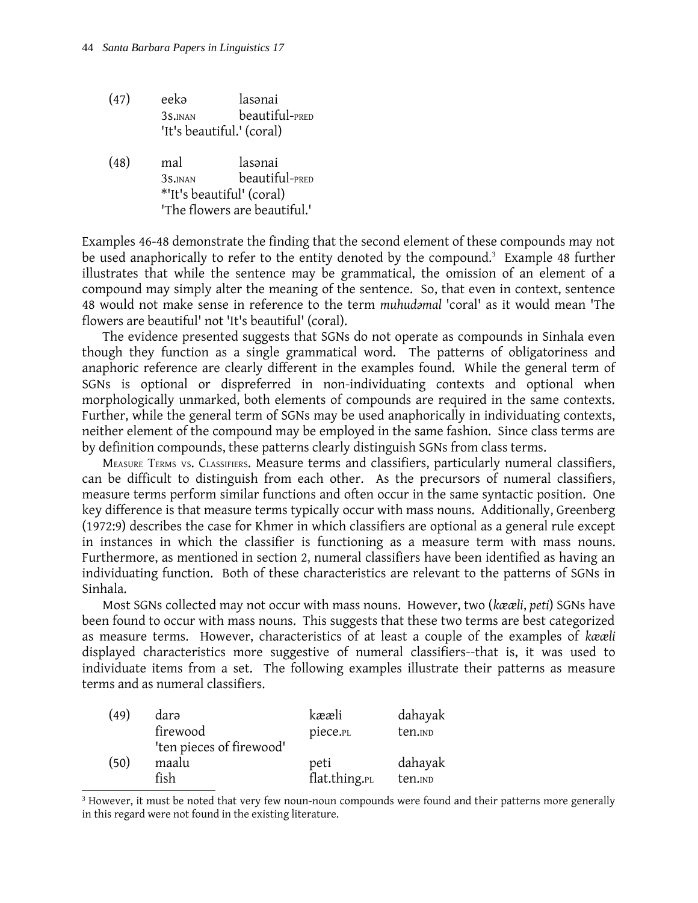(47) eekə lasənai
3S.INAN beautiful-PRED
'It's beautiful.' (coral)

(48) mal lasənai
3S.INAN beautiful-PRED
*'It's beautiful' (coral)
'The flowers are beautiful.'

Examples 46-48 demonstrate the finding that the second element of these compounds may not be used anaphorically to refer to the entity denoted by the compound.[3] Example 48 further illustrates that while the sentence may be grammatical, the omission of an element of a compound may simply alter the meaning of the sentence. So, that even in context, sentence 48 would not make sense in reference to the term *muhudəmal* 'coral' as it would mean 'The flowers are beautiful' not 'It's beautiful' (coral).

The evidence presented suggests that SGNs do not operate as compounds in Sinhala even though they function as a single grammatical word. The patterns of obligatoriness and anaphoric reference are clearly different in the examples found. While the general term of SGNs is optional or dispreferred in non-individuating contexts and optional when morphologically unmarked, both elements of compounds are required in the same contexts. Further, while the general term of SGNs may be used anaphorically in individuating contexts, neither element of the compound may be employed in the same fashion. Since class terms are by definition compounds, these patterns clearly distinguish SGNs from class terms.

MEASURE TERMS VS. CLASSIFIERS. Measure terms and classifiers, particularly numeral classifiers, can be difficult to distinguish from each other. As the precursors of numeral classifiers, measure terms perform similar functions and often occur in the same syntactic position. One key difference is that measure terms typically occur with mass nouns. Additionally, Greenberg (1972:9) describes the case for Khmer in which classifiers are optional as a general rule except in instances in which the classifier is functioning as a measure term with mass nouns. Furthermore, as mentioned in section 2, numeral classifiers have been identified as having an individuating function. Both of these characteristics are relevant to the patterns of SGNs in Sinhala.

Most SGNs collected may not occur with mass nouns. However, two (*kææli*, *peti*) SGNs have been found to occur with mass nouns. This suggests that these two terms are best categorized as measure terms. However, characteristics of at least a couple of the examples of *kææli* displayed characteristics more suggestive of numeral classifiers--that is, it was used to individuate items from a set. The following examples illustrate their patterns as measure terms and as numeral classifiers.

(49) darə kææli dahayak
firewood piece.PL ten.IND
'ten pieces of firewood'

(50) maalu peti dahayak
fish flat.thing.PL ten.IND

[3] However, it must be noted that very few noun-noun compounds were found and their patterns more generally in this regard were not found in the existing literature.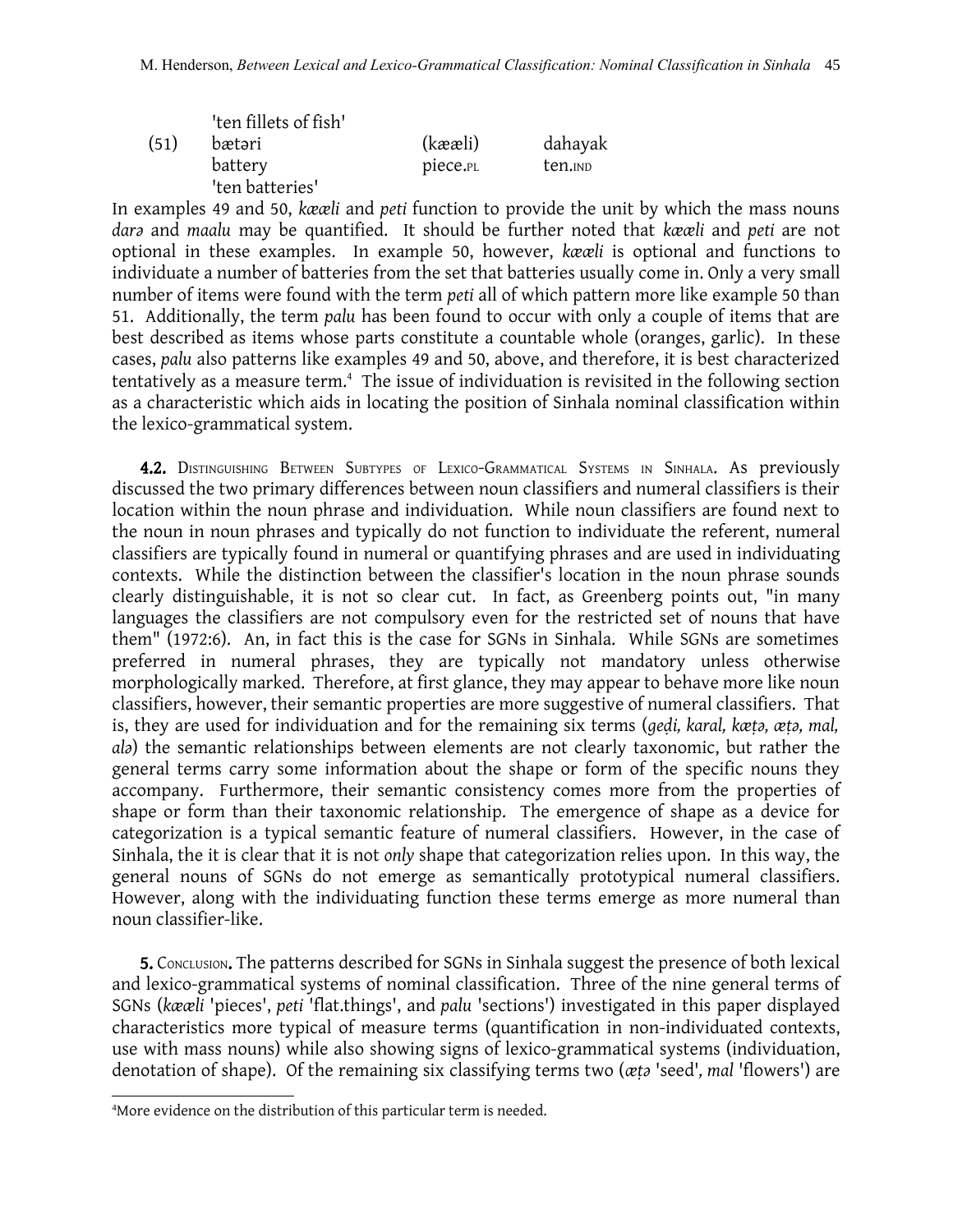'ten fillets of fish'

| (51) | bætəri | (kææli) | dahayak |
|---|---|---|---|
| | battery | piece.PL | ten.IND |
| | 'ten batteries' | | |

In examples 49 and 50, *kææli* and *peti* function to provide the unit by which the mass nouns *darə* and *maalu* may be quantified. It should be further noted that *kææli* and *peti* are not optional in these examples. In example 50, however, *kææli* is optional and functions to individuate a number of batteries from the set that batteries usually come in. Only a very small number of items were found with the term *peti* all of which pattern more like example 50 than 51. Additionally, the term *palu* has been found to occur with only a couple of items that are best described as items whose parts constitute a countable whole (oranges, garlic). In these cases, *palu* also patterns like examples 49 and 50, above, and therefore, it is best characterized tentatively as a measure term.[4] The issue of individuation is revisited in the following section as a characteristic which aids in locating the position of Sinhala nominal classification within the lexico-grammatical system.

**4.2.** Distinguishing Between Subtypes of Lexico-Grammatical Systems in Sinhala. As previously discussed the two primary differences between noun classifiers and numeral classifiers is their location within the noun phrase and individuation. While noun classifiers are found next to the noun in noun phrases and typically do not function to individuate the referent, numeral classifiers are typically found in numeral or quantifying phrases and are used in individuating contexts. While the distinction between the classifier's location in the noun phrase sounds clearly distinguishable, it is not so clear cut. In fact, as Greenberg points out, "in many languages the classifiers are not compulsory even for the restricted set of nouns that have them" (1972:6). An, in fact this is the case for SGNs in Sinhala. While SGNs are sometimes preferred in numeral phrases, they are typically not mandatory unless otherwise morphologically marked. Therefore, at first glance, they may appear to behave more like noun classifiers, however, their semantic properties are more suggestive of numeral classifiers. That is, they are used for individuation and for the remaining six terms (*geḍi, karal, kæṭə, æṭə, mal, alə*) the semantic relationships between elements are not clearly taxonomic, but rather the general terms carry some information about the shape or form of the specific nouns they accompany. Furthermore, their semantic consistency comes more from the properties of shape or form than their taxonomic relationship. The emergence of shape as a device for categorization is a typical semantic feature of numeral classifiers. However, in the case of Sinhala, the it is clear that it is not *only* shape that categorization relies upon. In this way, the general nouns of SGNs do not emerge as semantically prototypical numeral classifiers. However, along with the individuating function these terms emerge as more numeral than noun classifier-like.

**5.** Conclusion**.** The patterns described for SGNs in Sinhala suggest the presence of both lexical and lexico-grammatical systems of nominal classification. Three of the nine general terms of SGNs (*kææli* 'pieces', *peti* 'flat.things', and *palu* 'sections') investigated in this paper displayed characteristics more typical of measure terms (quantification in non-individuated contexts, use with mass nouns) while also showing signs of lexico-grammatical systems (individuation, denotation of shape). Of the remaining six classifying terms two (*æṭə* 'seed', *mal* 'flowers') are

[4]More evidence on the distribution of this particular term is needed.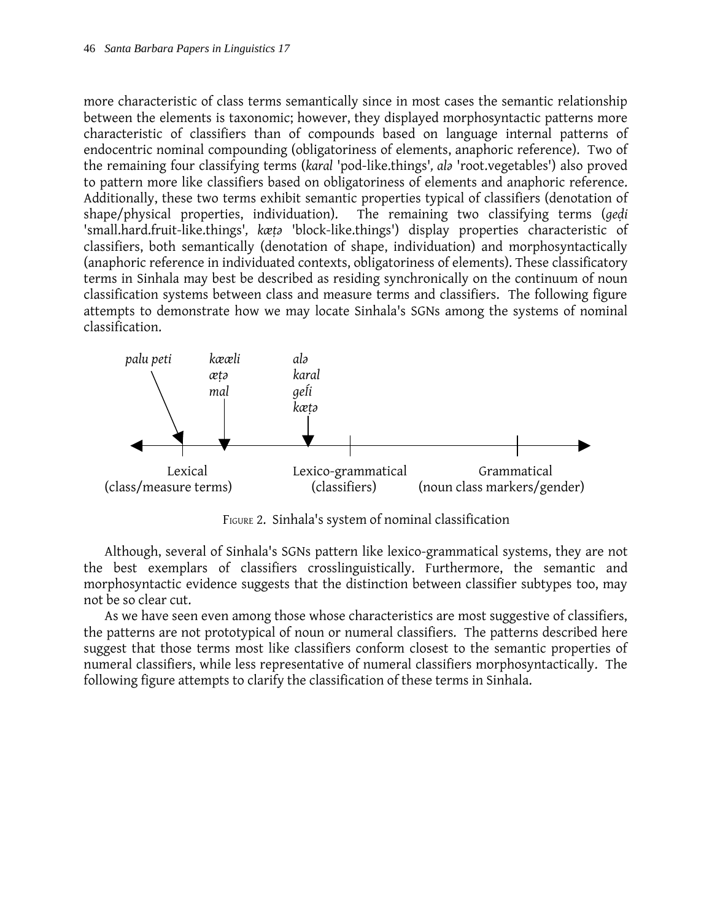more characteristic of class terms semantically since in most cases the semantic relationship between the elements is taxonomic; however, they displayed morphosyntactic patterns more characteristic of classifiers than of compounds based on language internal patterns of endocentric nominal compounding (obligatoriness of elements, anaphoric reference). Two of the remaining four classifying terms (*karal* 'pod-like.things', *alə* 'root.vegetables') also proved to pattern more like classifiers based on obligatoriness of elements and anaphoric reference. Additionally, these two terms exhibit semantic properties typical of classifiers (denotation of shape/physical properties, individuation). The remaining two classifying terms (*geḍi* 'small.hard.fruit-like.things', *kæṭə* 'block-like.things') display properties characteristic of classifiers, both semantically (denotation of shape, individuation) and morphosyntactically (anaphoric reference in individuated contexts, obligatoriness of elements). These classificatory terms in Sinhala may best be described as residing synchronically on the continuum of noun classification systems between class and measure terms and classifiers. The following figure attempts to demonstrate how we may locate Sinhala's SGNs among the systems of nominal classification.

*palu peti* | *kææli*, *æṭə*, *mal* | *alə*, *karal*, *geḍi*, *kæṭə*

Lexical (class/measure terms) — Lexico-grammatical (classifiers) — Grammatical (noun class markers/gender)

FIGURE 2. Sinhala's system of nominal classification

Although, several of Sinhala's SGNs pattern like lexico-grammatical systems, they are not the best exemplars of classifiers crosslinguistically. Furthermore, the semantic and morphosyntactic evidence suggests that the distinction between classifier subtypes too, may not be so clear cut.

As we have seen even among those whose characteristics are most suggestive of classifiers, the patterns are not prototypical of noun or numeral classifiers. The patterns described here suggest that those terms most like classifiers conform closest to the semantic properties of numeral classifiers, while less representative of numeral classifiers morphosyntactically. The following figure attempts to clarify the classification of these terms in Sinhala.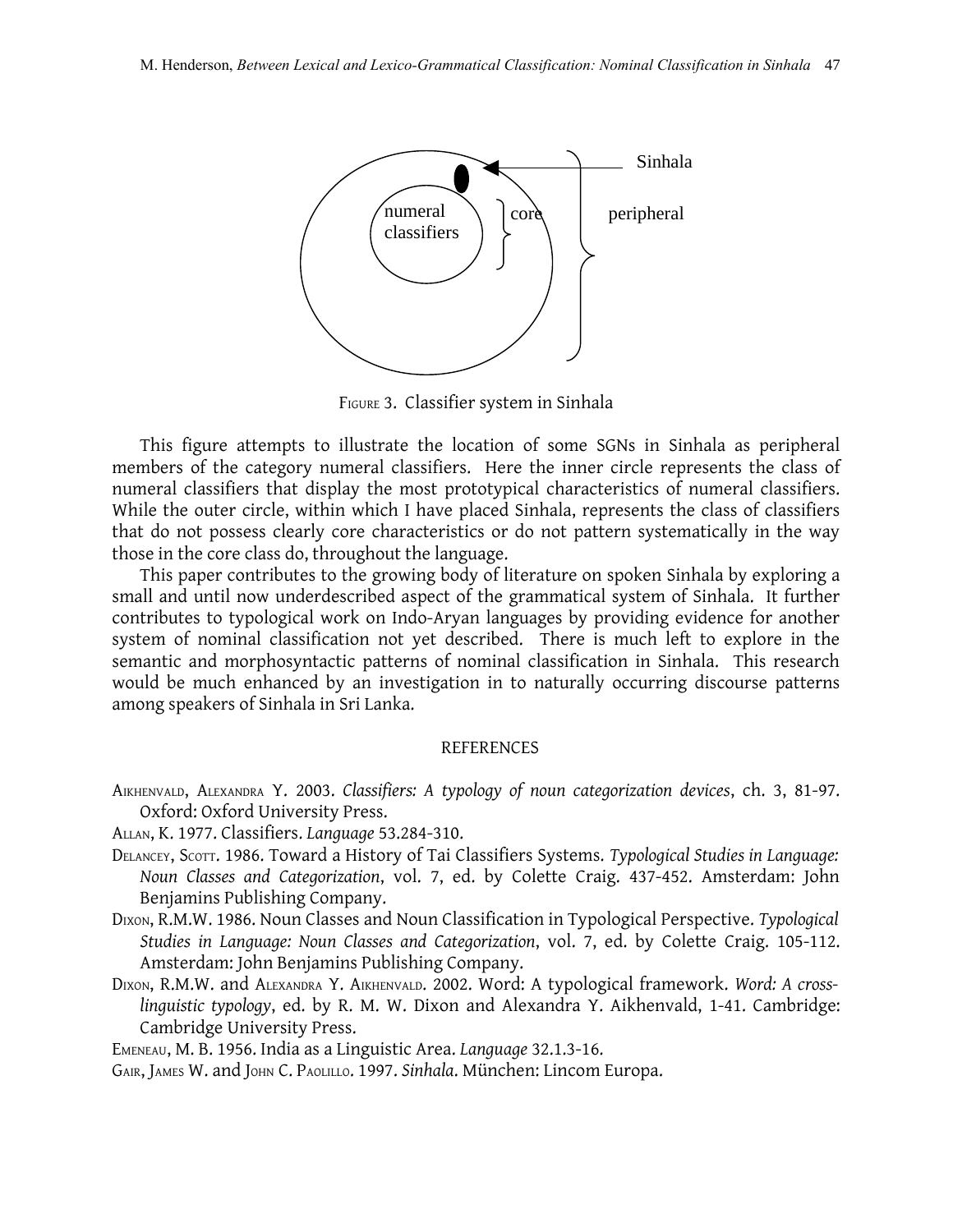FIGURE 3. Classifier system in Sinhala

This figure attempts to illustrate the location of some SGNs in Sinhala as peripheral members of the category numeral classifiers. Here the inner circle represents the class of numeral classifiers that display the most prototypical characteristics of numeral classifiers. While the outer circle, within which I have placed Sinhala, represents the class of classifiers that do not possess clearly core characteristics or do not pattern systematically in the way those in the core class do, throughout the language.

This paper contributes to the growing body of literature on spoken Sinhala by exploring a small and until now underdescribed aspect of the grammatical system of Sinhala. It further contributes to typological work on Indo-Aryan languages by providing evidence for another system of nominal classification not yet described. There is much left to explore in the semantic and morphosyntactic patterns of nominal classification in Sinhala. This research would be much enhanced by an investigation in to naturally occurring discourse patterns among speakers of Sinhala in Sri Lanka.

## REFERENCES

AIKHENVALD, ALEXANDRA Y. 2003. *Classifiers: A typology of noun categorization devices*, ch. 3, 81-97. Oxford: Oxford University Press.

ALLAN, K. 1977. Classifiers. *Language* 53.284-310.

DELANCEY, SCOTT. 1986. Toward a History of Tai Classifiers Systems. *Typological Studies in Language: Noun Classes and Categorization*, vol. 7, ed. by Colette Craig. 437-452. Amsterdam: John Benjamins Publishing Company.

DIXON, R.M.W. 1986. Noun Classes and Noun Classification in Typological Perspective. *Typological Studies in Language: Noun Classes and Categorization*, vol. 7, ed. by Colette Craig. 105-112. Amsterdam: John Benjamins Publishing Company.

DIXON, R.M.W. and ALEXANDRA Y. AIKHENVALD. 2002. Word: A typological framework. *Word: A cross-linguistic typology*, ed. by R. M. W. Dixon and Alexandra Y. Aikhenvald, 1-41. Cambridge: Cambridge University Press.

EMENEAU, M. B. 1956. India as a Linguistic Area. *Language* 32.1.3-16.

GAIR, JAMES W. and JOHN C. PAOLILLO. 1997. *Sinhala*. München: Lincom Europa.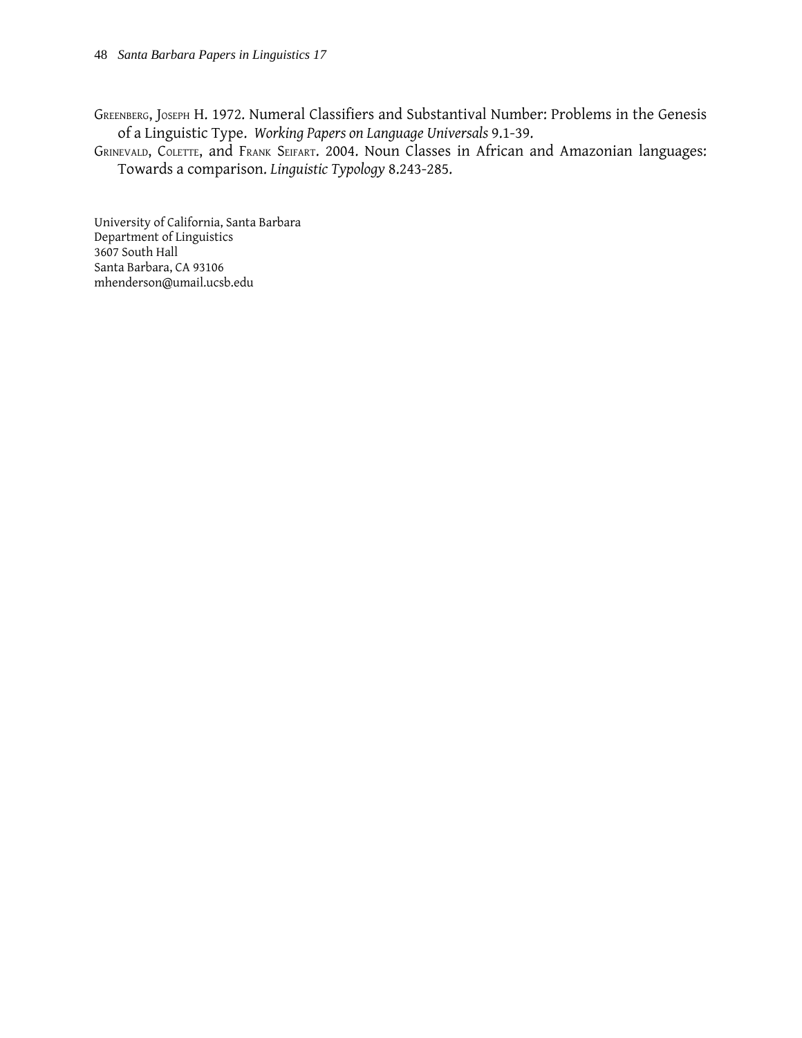Greenberg, Joseph H. 1972. Numeral Classifiers and Substantival Number: Problems in the Genesis of a Linguistic Type. *Working Papers on Language Universals* 9.1-39.

Grinevald, Colette, and Frank Seifart. 2004. Noun Classes in African and Amazonian languages: Towards a comparison. *Linguistic Typology* 8.243-285.

University of California, Santa Barbara
Department of Linguistics
3607 South Hall
Santa Barbara, CA 93106
mhenderson@umail.ucsb.edu